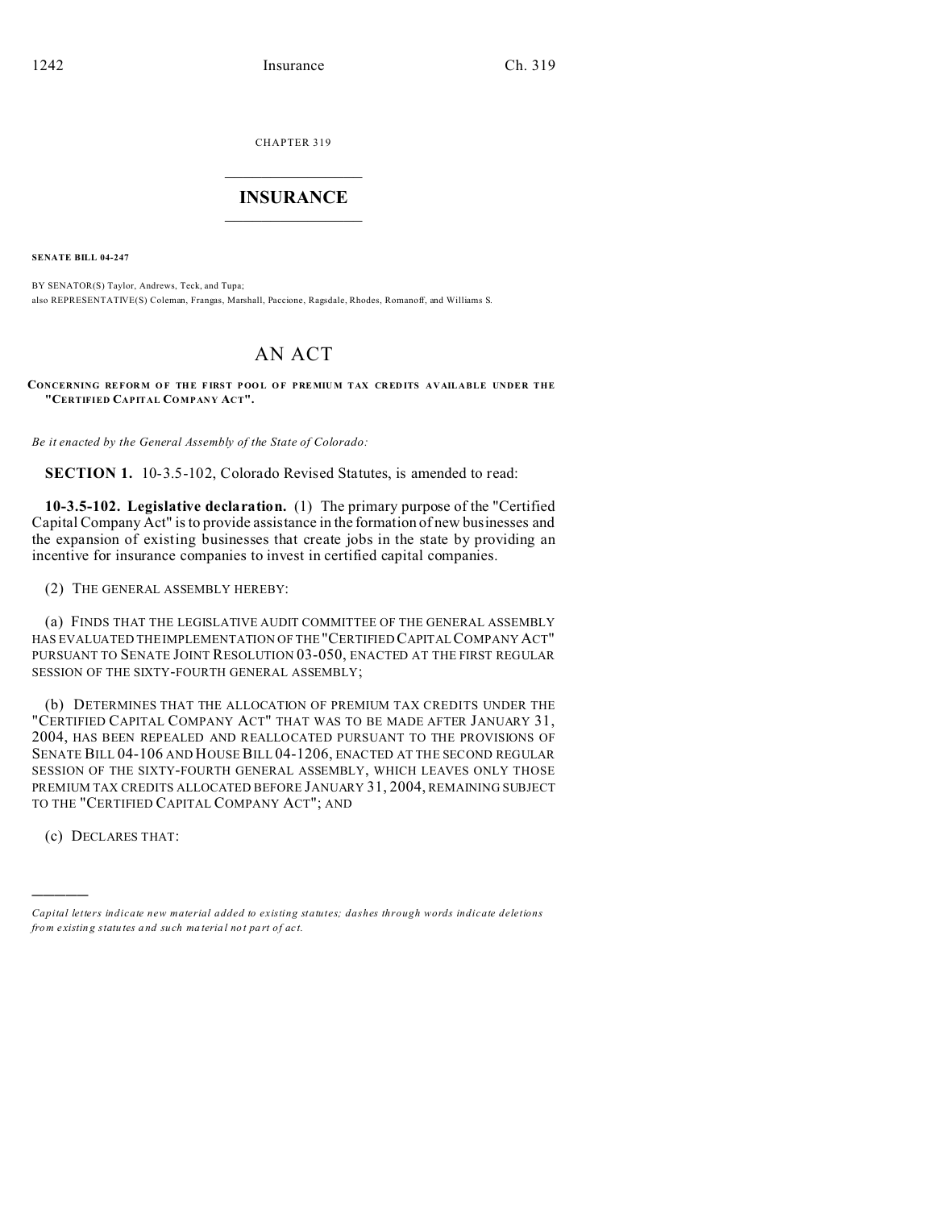CHAPTER 319

# INSURANCE

**SENATE BILL 04-247**

BY SENATOR(S) Taylor, Andrews, Teck, and Tupa;
also REPRESENTATIVE(S) Coleman, Frangas, Marshall, Paccione, Ragsdale, Rhodes, Romanoff, and Williams S.

# AN ACT

**CONCERNING REFORM OF THE FIRST POOL OF PREMIUM TAX CREDITS AVAILABLE UNDER THE "CERTIFIED CAPITAL COMPANY ACT".**

*Be it enacted by the General Assembly of the State of Colorado:*

**SECTION 1.** 10-3.5-102, Colorado Revised Statutes, is amended to read:

**10-3.5-102. Legislative declaration.** (1) The primary purpose of the "Certified Capital Company Act" is to provide assistance in the formation of new businesses and the expansion of existing businesses that create jobs in the state by providing an incentive for insurance companies to invest in certified capital companies.

(2) THE GENERAL ASSEMBLY HEREBY:

(a) FINDS THAT THE LEGISLATIVE AUDIT COMMITTEE OF THE GENERAL ASSEMBLY HAS EVALUATED THE IMPLEMENTATION OF THE "CERTIFIED CAPITAL COMPANY ACT" PURSUANT TO SENATE JOINT RESOLUTION 03-050, ENACTED AT THE FIRST REGULAR SESSION OF THE SIXTY-FOURTH GENERAL ASSEMBLY;

(b) DETERMINES THAT THE ALLOCATION OF PREMIUM TAX CREDITS UNDER THE "CERTIFIED CAPITAL COMPANY ACT" THAT WAS TO BE MADE AFTER JANUARY 31, 2004, HAS BEEN REPEALED AND REALLOCATED PURSUANT TO THE PROVISIONS OF SENATE BILL 04-106 AND HOUSE BILL 04-1206, ENACTED AT THE SECOND REGULAR SESSION OF THE SIXTY-FOURTH GENERAL ASSEMBLY, WHICH LEAVES ONLY THOSE PREMIUM TAX CREDITS ALLOCATED BEFORE JANUARY 31, 2004, REMAINING SUBJECT TO THE "CERTIFIED CAPITAL COMPANY ACT"; AND

(c) DECLARES THAT:

---

*Capital letters indicate new material added to existing statutes; dashes through words indicate deletions from existing statutes and such material not part of act.*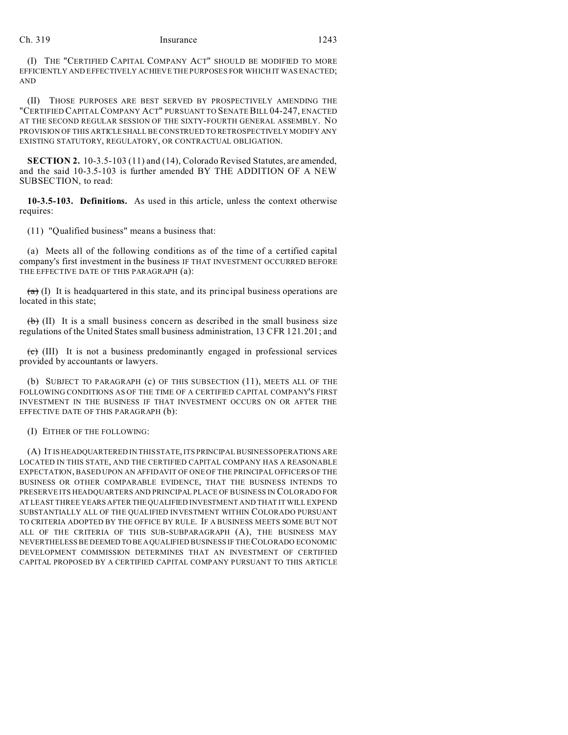(I) THE "CERTIFIED CAPITAL COMPANY ACT" SHOULD BE MODIFIED TO MORE EFFICIENTLY AND EFFECTIVELY ACHIEVE THE PURPOSES FOR WHICH IT WAS ENACTED; AND

(II) THOSE PURPOSES ARE BEST SERVED BY PROSPECTIVELY AMENDING THE "CERTIFIED CAPITAL COMPANY ACT" PURSUANT TO SENATE BILL 04-247, ENACTED AT THE SECOND REGULAR SESSION OF THE SIXTY-FOURTH GENERAL ASSEMBLY. NO PROVISION OF THIS ARTICLE SHALL BE CONSTRUED TO RETROSPECTIVELY MODIFY ANY EXISTING STATUTORY, REGULATORY, OR CONTRACTUAL OBLIGATION.

**SECTION 2.** 10-3.5-103 (11) and (14), Colorado Revised Statutes, are amended, and the said 10-3.5-103 is further amended BY THE ADDITION OF A NEW SUBSECTION, to read:

**10-3.5-103. Definitions.** As used in this article, unless the context otherwise requires:

(11) "Qualified business" means a business that:

(a) Meets all of the following conditions as of the time of a certified capital company's first investment in the business IF THAT INVESTMENT OCCURRED BEFORE THE EFFECTIVE DATE OF THIS PARAGRAPH (a):

~~(a)~~ (I) It is headquartered in this state, and its principal business operations are located in this state;

~~(b)~~ (II) It is a small business concern as described in the small business size regulations of the United States small business administration, 13 CFR 121.201; and

~~(c)~~ (III) It is not a business predominantly engaged in professional services provided by accountants or lawyers.

(b) SUBJECT TO PARAGRAPH (c) OF THIS SUBSECTION (11), MEETS ALL OF THE FOLLOWING CONDITIONS AS OF THE TIME OF A CERTIFIED CAPITAL COMPANY'S FIRST INVESTMENT IN THE BUSINESS IF THAT INVESTMENT OCCURS ON OR AFTER THE EFFECTIVE DATE OF THIS PARAGRAPH (b):

(I) EITHER OF THE FOLLOWING:

(A) IT IS HEADQUARTERED IN THIS STATE, ITS PRINCIPAL BUSINESS OPERATIONS ARE LOCATED IN THIS STATE, AND THE CERTIFIED CAPITAL COMPANY HAS A REASONABLE EXPECTATION, BASED UPON AN AFFIDAVIT OF ONE OF THE PRINCIPAL OFFICERS OF THE BUSINESS OR OTHER COMPARABLE EVIDENCE, THAT THE BUSINESS INTENDS TO PRESERVE ITS HEADQUARTERS AND PRINCIPAL PLACE OF BUSINESS IN COLORADO FOR AT LEAST THREE YEARS AFTER THE QUALIFIED INVESTMENT AND THAT IT WILL EXPEND SUBSTANTIALLY ALL OF THE QUALIFIED INVESTMENT WITHIN COLORADO PURSUANT TO CRITERIA ADOPTED BY THE OFFICE BY RULE. IF A BUSINESS MEETS SOME BUT NOT ALL OF THE CRITERIA OF THIS SUB-SUBPARAGRAPH (A), THE BUSINESS MAY NEVERTHELESS BE DEEMED TO BE A QUALIFIED BUSINESS IF THE COLORADO ECONOMIC DEVELOPMENT COMMISSION DETERMINES THAT AN INVESTMENT OF CERTIFIED CAPITAL PROPOSED BY A CERTIFIED CAPITAL COMPANY PURSUANT TO THIS ARTICLE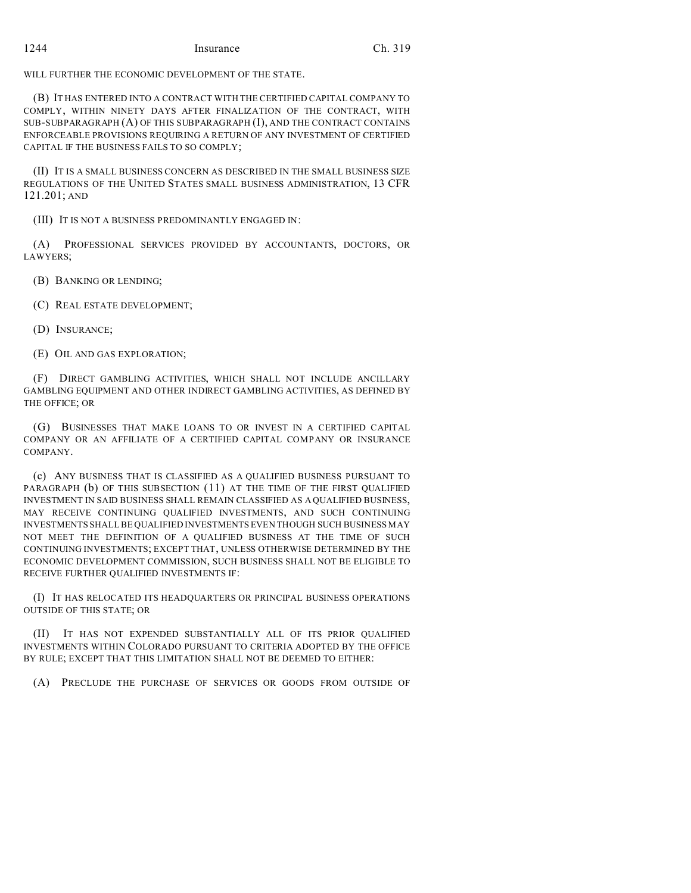WILL FURTHER THE ECONOMIC DEVELOPMENT OF THE STATE.

(B) IT HAS ENTERED INTO A CONTRACT WITH THE CERTIFIED CAPITAL COMPANY TO COMPLY, WITHIN NINETY DAYS AFTER FINALIZATION OF THE CONTRACT, WITH SUB-SUBPARAGRAPH (A) OF THIS SUBPARAGRAPH (I), AND THE CONTRACT CONTAINS ENFORCEABLE PROVISIONS REQUIRING A RETURN OF ANY INVESTMENT OF CERTIFIED CAPITAL IF THE BUSINESS FAILS TO SO COMPLY;

(II) IT IS A SMALL BUSINESS CONCERN AS DESCRIBED IN THE SMALL BUSINESS SIZE REGULATIONS OF THE UNITED STATES SMALL BUSINESS ADMINISTRATION, 13 CFR 121.201; AND

(III) IT IS NOT A BUSINESS PREDOMINANTLY ENGAGED IN:

(A) PROFESSIONAL SERVICES PROVIDED BY ACCOUNTANTS, DOCTORS, OR LAWYERS;

(B) BANKING OR LENDING;

(C) REAL ESTATE DEVELOPMENT;

(D) INSURANCE;

(E) OIL AND GAS EXPLORATION;

(F) DIRECT GAMBLING ACTIVITIES, WHICH SHALL NOT INCLUDE ANCILLARY GAMBLING EQUIPMENT AND OTHER INDIRECT GAMBLING ACTIVITIES, AS DEFINED BY THE OFFICE; OR

(G) BUSINESSES THAT MAKE LOANS TO OR INVEST IN A CERTIFIED CAPITAL COMPANY OR AN AFFILIATE OF A CERTIFIED CAPITAL COMPANY OR INSURANCE COMPANY.

(c) ANY BUSINESS THAT IS CLASSIFIED AS A QUALIFIED BUSINESS PURSUANT TO PARAGRAPH (b) OF THIS SUBSECTION (11) AT THE TIME OF THE FIRST QUALIFIED INVESTMENT IN SAID BUSINESS SHALL REMAIN CLASSIFIED AS A QUALIFIED BUSINESS, MAY RECEIVE CONTINUING QUALIFIED INVESTMENTS, AND SUCH CONTINUING INVESTMENTS SHALL BE QUALIFIED INVESTMENTS EVEN THOUGH SUCH BUSINESS MAY NOT MEET THE DEFINITION OF A QUALIFIED BUSINESS AT THE TIME OF SUCH CONTINUING INVESTMENTS; EXCEPT THAT, UNLESS OTHERWISE DETERMINED BY THE ECONOMIC DEVELOPMENT COMMISSION, SUCH BUSINESS SHALL NOT BE ELIGIBLE TO RECEIVE FURTHER QUALIFIED INVESTMENTS IF:

(I) IT HAS RELOCATED ITS HEADQUARTERS OR PRINCIPAL BUSINESS OPERATIONS OUTSIDE OF THIS STATE; OR

(II) IT HAS NOT EXPENDED SUBSTANTIALLY ALL OF ITS PRIOR QUALIFIED INVESTMENTS WITHIN COLORADO PURSUANT TO CRITERIA ADOPTED BY THE OFFICE BY RULE; EXCEPT THAT THIS LIMITATION SHALL NOT BE DEEMED TO EITHER:

(A) PRECLUDE THE PURCHASE OF SERVICES OR GOODS FROM OUTSIDE OF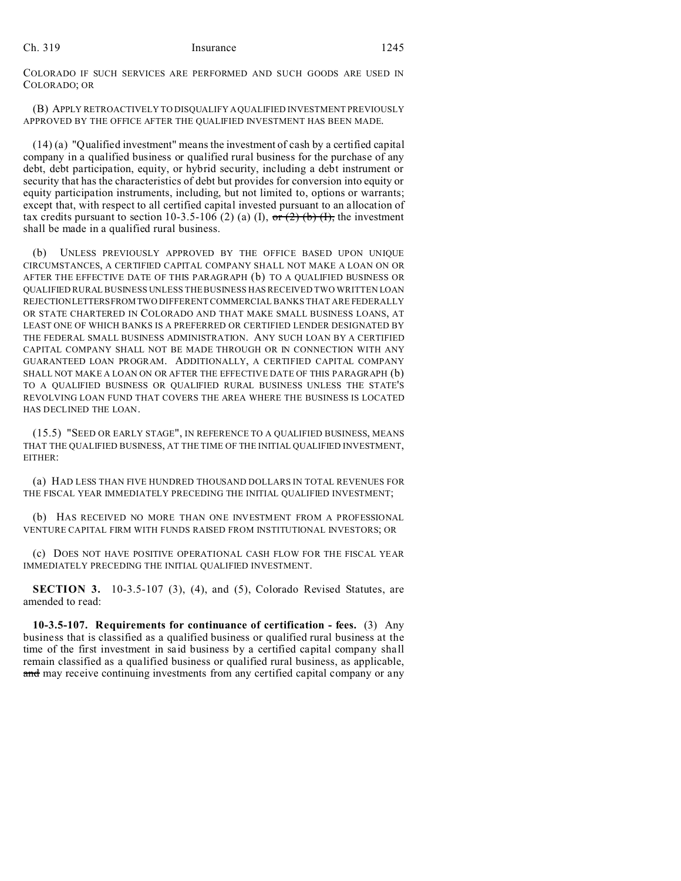COLORADO IF SUCH SERVICES ARE PERFORMED AND SUCH GOODS ARE USED IN COLORADO; OR

(B) APPLY RETROACTIVELY TO DISQUALIFY A QUALIFIED INVESTMENT PREVIOUSLY APPROVED BY THE OFFICE AFTER THE QUALIFIED INVESTMENT HAS BEEN MADE.

(14) (a) "Qualified investment" means the investment of cash by a certified capital company in a qualified business or qualified rural business for the purchase of any debt, debt participation, equity, or hybrid security, including a debt instrument or security that has the characteristics of debt but provides for conversion into equity or equity participation instruments, including, but not limited to, options or warrants; except that, with respect to all certified capital invested pursuant to an allocation of tax credits pursuant to section 10-3.5-106 (2) (a) (I), ~~or (2) (b) (I),~~ the investment shall be made in a qualified rural business.

(b) UNLESS PREVIOUSLY APPROVED BY THE OFFICE BASED UPON UNIQUE CIRCUMSTANCES, A CERTIFIED CAPITAL COMPANY SHALL NOT MAKE A LOAN ON OR AFTER THE EFFECTIVE DATE OF THIS PARAGRAPH (b) TO A QUALIFIED BUSINESS OR QUALIFIED RURAL BUSINESS UNLESS THE BUSINESS HAS RECEIVED TWO WRITTEN LOAN REJECTION LETTERS FROM TWO DIFFERENT COMMERCIAL BANKS THAT ARE FEDERALLY OR STATE CHARTERED IN COLORADO AND THAT MAKE SMALL BUSINESS LOANS, AT LEAST ONE OF WHICH BANKS IS A PREFERRED OR CERTIFIED LENDER DESIGNATED BY THE FEDERAL SMALL BUSINESS ADMINISTRATION. ANY SUCH LOAN BY A CERTIFIED CAPITAL COMPANY SHALL NOT BE MADE THROUGH OR IN CONNECTION WITH ANY GUARANTEED LOAN PROGRAM. ADDITIONALLY, A CERTIFIED CAPITAL COMPANY SHALL NOT MAKE A LOAN ON OR AFTER THE EFFECTIVE DATE OF THIS PARAGRAPH (b) TO A QUALIFIED BUSINESS OR QUALIFIED RURAL BUSINESS UNLESS THE STATE'S REVOLVING LOAN FUND THAT COVERS THE AREA WHERE THE BUSINESS IS LOCATED HAS DECLINED THE LOAN.

(15.5) "SEED OR EARLY STAGE", IN REFERENCE TO A QUALIFIED BUSINESS, MEANS THAT THE QUALIFIED BUSINESS, AT THE TIME OF THE INITIAL QUALIFIED INVESTMENT, EITHER:

(a) HAD LESS THAN FIVE HUNDRED THOUSAND DOLLARS IN TOTAL REVENUES FOR THE FISCAL YEAR IMMEDIATELY PRECEDING THE INITIAL QUALIFIED INVESTMENT;

(b) HAS RECEIVED NO MORE THAN ONE INVESTMENT FROM A PROFESSIONAL VENTURE CAPITAL FIRM WITH FUNDS RAISED FROM INSTITUTIONAL INVESTORS; OR

(c) DOES NOT HAVE POSITIVE OPERATIONAL CASH FLOW FOR THE FISCAL YEAR IMMEDIATELY PRECEDING THE INITIAL QUALIFIED INVESTMENT.

**SECTION 3.** 10-3.5-107 (3), (4), and (5), Colorado Revised Statutes, are amended to read:

**10-3.5-107. Requirements for continuance of certification - fees.** (3) Any business that is classified as a qualified business or qualified rural business at the time of the first investment in said business by a certified capital company shall remain classified as a qualified business or qualified rural business, as applicable, ~~and~~ may receive continuing investments from any certified capital company or any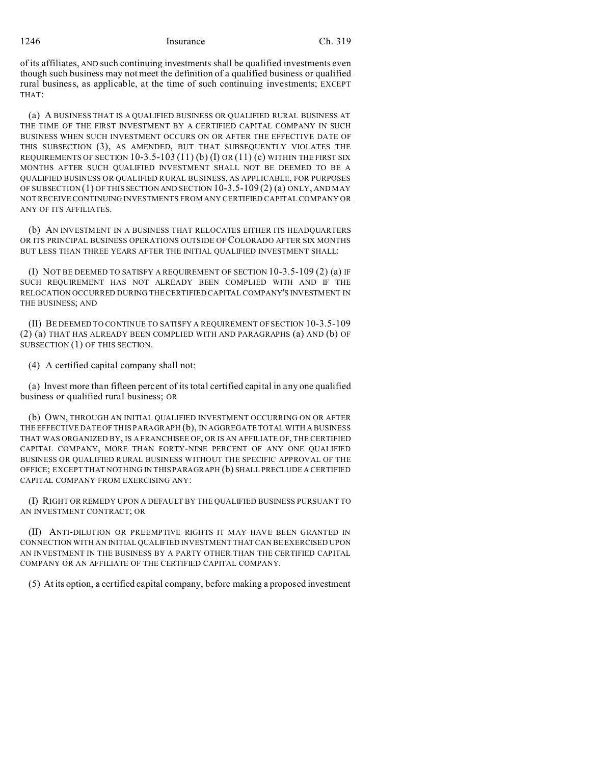of its affiliates, AND such continuing investments shall be qualified investments even though such business may not meet the definition of a qualified business or qualified rural business, as applicable, at the time of such continuing investments; EXCEPT THAT:

(a) A BUSINESS THAT IS A QUALIFIED BUSINESS OR QUALIFIED RURAL BUSINESS AT THE TIME OF THE FIRST INVESTMENT BY A CERTIFIED CAPITAL COMPANY IN SUCH BUSINESS WHEN SUCH INVESTMENT OCCURS ON OR AFTER THE EFFECTIVE DATE OF THIS SUBSECTION (3), AS AMENDED, BUT THAT SUBSEQUENTLY VIOLATES THE REQUIREMENTS OF SECTION 10-3.5-103 (11) (b) (I) OR (11) (c) WITHIN THE FIRST SIX MONTHS AFTER SUCH QUALIFIED INVESTMENT SHALL NOT BE DEEMED TO BE A QUALIFIED BUSINESS OR QUALIFIED RURAL BUSINESS, AS APPLICABLE, FOR PURPOSES OF SUBSECTION (1) OF THIS SECTION AND SECTION 10-3.5-109 (2) (a) ONLY, AND MAY NOT RECEIVE CONTINUING INVESTMENTS FROM ANY CERTIFIED CAPITAL COMPANY OR ANY OF ITS AFFILIATES.

(b) AN INVESTMENT IN A BUSINESS THAT RELOCATES EITHER ITS HEADQUARTERS OR ITS PRINCIPAL BUSINESS OPERATIONS OUTSIDE OF COLORADO AFTER SIX MONTHS BUT LESS THAN THREE YEARS AFTER THE INITIAL QUALIFIED INVESTMENT SHALL:

(I) NOT BE DEEMED TO SATISFY A REQUIREMENT OF SECTION 10-3.5-109 (2) (a) IF SUCH REQUIREMENT HAS NOT ALREADY BEEN COMPLIED WITH AND IF THE RELOCATION OCCURRED DURING THE CERTIFIED CAPITAL COMPANY'S INVESTMENT IN THE BUSINESS; AND

(II) BE DEEMED TO CONTINUE TO SATISFY A REQUIREMENT OF SECTION 10-3.5-109 (2) (a) THAT HAS ALREADY BEEN COMPLIED WITH AND PARAGRAPHS (a) AND (b) OF SUBSECTION (1) OF THIS SECTION.

(4) A certified capital company shall not:

(a) Invest more than fifteen percent of its total certified capital in any one qualified business or qualified rural business; OR

(b) OWN, THROUGH AN INITIAL QUALIFIED INVESTMENT OCCURRING ON OR AFTER THE EFFECTIVE DATE OF THIS PARAGRAPH (b), IN AGGREGATE TOTAL WITH A BUSINESS THAT WAS ORGANIZED BY, IS A FRANCHISEE OF, OR IS AN AFFILIATE OF, THE CERTIFIED CAPITAL COMPANY, MORE THAN FORTY-NINE PERCENT OF ANY ONE QUALIFIED BUSINESS OR QUALIFIED RURAL BUSINESS WITHOUT THE SPECIFIC APPROVAL OF THE OFFICE; EXCEPT THAT NOTHING IN THIS PARAGRAPH (b) SHALL PRECLUDE A CERTIFIED CAPITAL COMPANY FROM EXERCISING ANY:

(I) RIGHT OR REMEDY UPON A DEFAULT BY THE QUALIFIED BUSINESS PURSUANT TO AN INVESTMENT CONTRACT; OR

(II) ANTI-DILUTION OR PREEMPTIVE RIGHTS IT MAY HAVE BEEN GRANTED IN CONNECTION WITH AN INITIAL QUALIFIED INVESTMENT THAT CAN BE EXERCISED UPON AN INVESTMENT IN THE BUSINESS BY A PARTY OTHER THAN THE CERTIFIED CAPITAL COMPANY OR AN AFFILIATE OF THE CERTIFIED CAPITAL COMPANY.

(5) At its option, a certified capital company, before making a proposed investment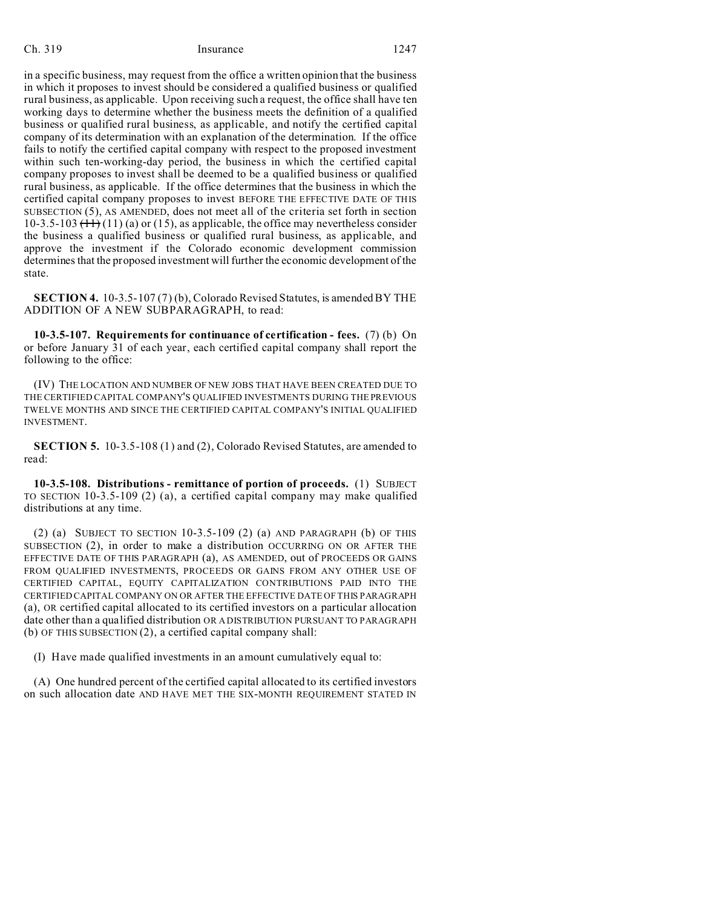in a specific business, may request from the office a written opinion that the business in which it proposes to invest should be considered a qualified business or qualified rural business, as applicable. Upon receiving such a request, the office shall have ten working days to determine whether the business meets the definition of a qualified business or qualified rural business, as applicable, and notify the certified capital company of its determination with an explanation of the determination. If the office fails to notify the certified capital company with respect to the proposed investment within such ten-working-day period, the business in which the certified capital company proposes to invest shall be deemed to be a qualified business or qualified rural business, as applicable. If the office determines that the business in which the certified capital company proposes to invest BEFORE THE EFFECTIVE DATE OF THIS SUBSECTION (5), AS AMENDED, does not meet all of the criteria set forth in section 10-3.5-103 ~~(11)~~ (11) (a) or (15), as applicable, the office may nevertheless consider the business a qualified business or qualified rural business, as applicable, and approve the investment if the Colorado economic development commission determines that the proposed investment will further the economic development of the state.

**SECTION 4.** 10-3.5-107 (7) (b), Colorado Revised Statutes, is amended BY THE ADDITION OF A NEW SUBPARAGRAPH, to read:

**10-3.5-107. Requirements for continuance of certification - fees.** (7) (b) On or before January 31 of each year, each certified capital company shall report the following to the office:

(IV) THE LOCATION AND NUMBER OF NEW JOBS THAT HAVE BEEN CREATED DUE TO THE CERTIFIED CAPITAL COMPANY'S QUALIFIED INVESTMENTS DURING THE PREVIOUS TWELVE MONTHS AND SINCE THE CERTIFIED CAPITAL COMPANY'S INITIAL QUALIFIED INVESTMENT.

**SECTION 5.** 10-3.5-108 (1) and (2), Colorado Revised Statutes, are amended to read:

**10-3.5-108. Distributions - remittance of portion of proceeds.** (1) SUBJECT TO SECTION 10-3.5-109 (2) (a), a certified capital company may make qualified distributions at any time.

(2) (a) SUBJECT TO SECTION 10-3.5-109 (2) (a) AND PARAGRAPH (b) OF THIS SUBSECTION (2), in order to make a distribution OCCURRING ON OR AFTER THE EFFECTIVE DATE OF THIS PARAGRAPH (a), AS AMENDED, out of PROCEEDS OR GAINS FROM QUALIFIED INVESTMENTS, PROCEEDS OR GAINS FROM ANY OTHER USE OF CERTIFIED CAPITAL, EQUITY CAPITALIZATION CONTRIBUTIONS PAID INTO THE CERTIFIED CAPITAL COMPANY ON OR AFTER THE EFFECTIVE DATE OF THIS PARAGRAPH (a), OR certified capital allocated to its certified investors on a particular allocation date other than a qualified distribution OR A DISTRIBUTION PURSUANT TO PARAGRAPH (b) OF THIS SUBSECTION (2), a certified capital company shall:

(I) Have made qualified investments in an amount cumulatively equal to:

(A) One hundred percent of the certified capital allocated to its certified investors on such allocation date AND HAVE MET THE SIX-MONTH REQUIREMENT STATED IN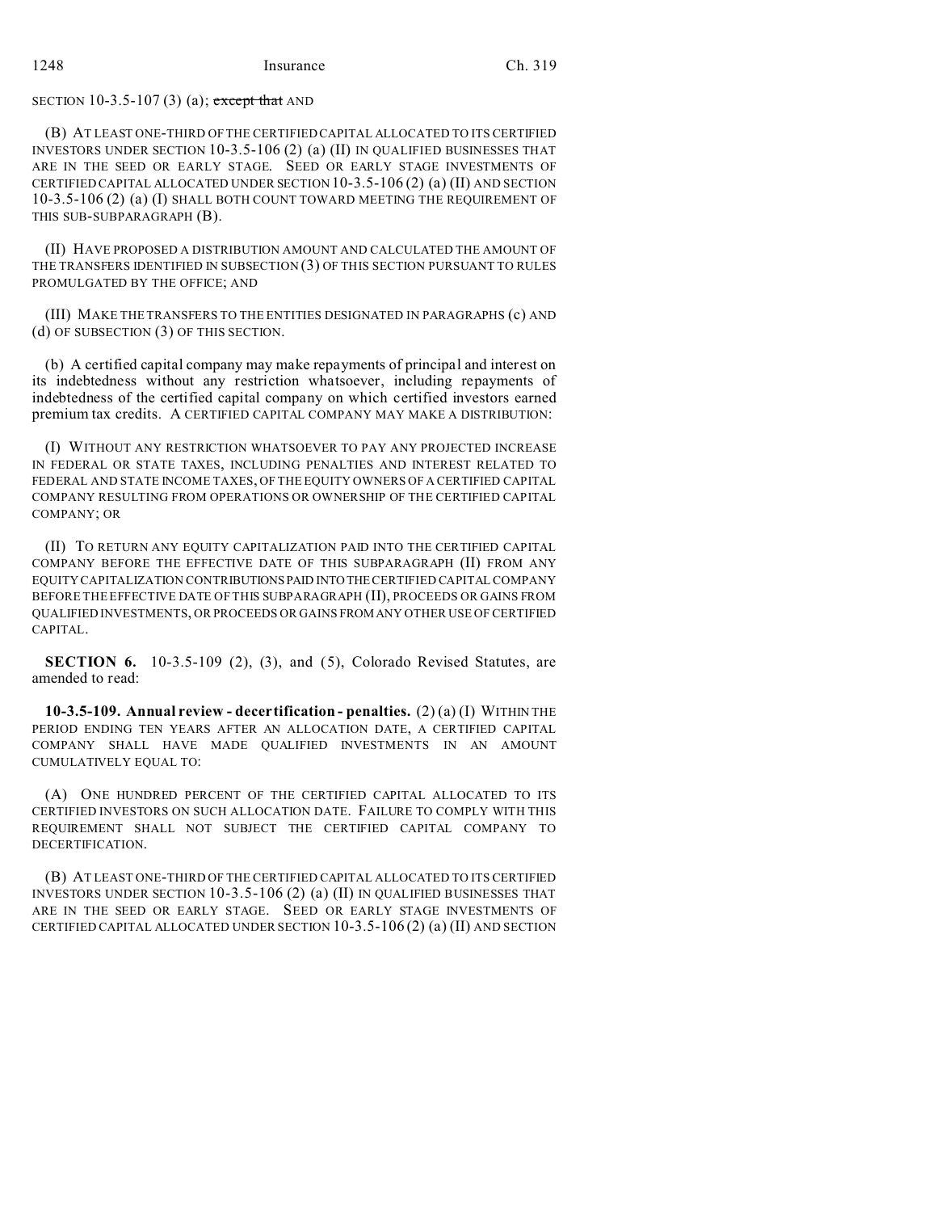SECTION 10-3.5-107 (3) (a); ~~except that~~ AND

(B) AT LEAST ONE-THIRD OF THE CERTIFIED CAPITAL ALLOCATED TO ITS CERTIFIED INVESTORS UNDER SECTION 10-3.5-106 (2) (a) (II) IN QUALIFIED BUSINESSES THAT ARE IN THE SEED OR EARLY STAGE. SEED OR EARLY STAGE INVESTMENTS OF CERTIFIED CAPITAL ALLOCATED UNDER SECTION 10-3.5-106 (2) (a) (II) AND SECTION 10-3.5-106 (2) (a) (I) SHALL BOTH COUNT TOWARD MEETING THE REQUIREMENT OF THIS SUB-SUBPARAGRAPH (B).

(II) HAVE PROPOSED A DISTRIBUTION AMOUNT AND CALCULATED THE AMOUNT OF THE TRANSFERS IDENTIFIED IN SUBSECTION (3) OF THIS SECTION PURSUANT TO RULES PROMULGATED BY THE OFFICE; AND

(III) MAKE THE TRANSFERS TO THE ENTITIES DESIGNATED IN PARAGRAPHS (c) AND (d) OF SUBSECTION (3) OF THIS SECTION.

(b) A certified capital company may make repayments of principal and interest on its indebtedness without any restriction whatsoever, including repayments of indebtedness of the certified capital company on which certified investors earned premium tax credits. A CERTIFIED CAPITAL COMPANY MAY MAKE A DISTRIBUTION:

(I) WITHOUT ANY RESTRICTION WHATSOEVER TO PAY ANY PROJECTED INCREASE IN FEDERAL OR STATE TAXES, INCLUDING PENALTIES AND INTEREST RELATED TO FEDERAL AND STATE INCOME TAXES, OF THE EQUITY OWNERS OF A CERTIFIED CAPITAL COMPANY RESULTING FROM OPERATIONS OR OWNERSHIP OF THE CERTIFIED CAPITAL COMPANY; OR

(II) TO RETURN ANY EQUITY CAPITALIZATION PAID INTO THE CERTIFIED CAPITAL COMPANY BEFORE THE EFFECTIVE DATE OF THIS SUBPARAGRAPH (II) FROM ANY EQUITY CAPITALIZATION CONTRIBUTIONS PAID INTO THE CERTIFIED CAPITAL COMPANY BEFORE THE EFFECTIVE DATE OF THIS SUBPARAGRAPH (II), PROCEEDS OR GAINS FROM QUALIFIED INVESTMENTS, OR PROCEEDS OR GAINS FROM ANY OTHER USE OF CERTIFIED CAPITAL.

**SECTION 6.** 10-3.5-109 (2), (3), and (5), Colorado Revised Statutes, are amended to read:

**10-3.5-109. Annual review - decertification - penalties.** (2) (a) (I) WITHIN THE PERIOD ENDING TEN YEARS AFTER AN ALLOCATION DATE, A CERTIFIED CAPITAL COMPANY SHALL HAVE MADE QUALIFIED INVESTMENTS IN AN AMOUNT CUMULATIVELY EQUAL TO:

(A) ONE HUNDRED PERCENT OF THE CERTIFIED CAPITAL ALLOCATED TO ITS CERTIFIED INVESTORS ON SUCH ALLOCATION DATE. FAILURE TO COMPLY WITH THIS REQUIREMENT SHALL NOT SUBJECT THE CERTIFIED CAPITAL COMPANY TO DECERTIFICATION.

(B) AT LEAST ONE-THIRD OF THE CERTIFIED CAPITAL ALLOCATED TO ITS CERTIFIED INVESTORS UNDER SECTION 10-3.5-106 (2) (a) (II) IN QUALIFIED BUSINESSES THAT ARE IN THE SEED OR EARLY STAGE. SEED OR EARLY STAGE INVESTMENTS OF CERTIFIED CAPITAL ALLOCATED UNDER SECTION 10-3.5-106 (2) (a) (II) AND SECTION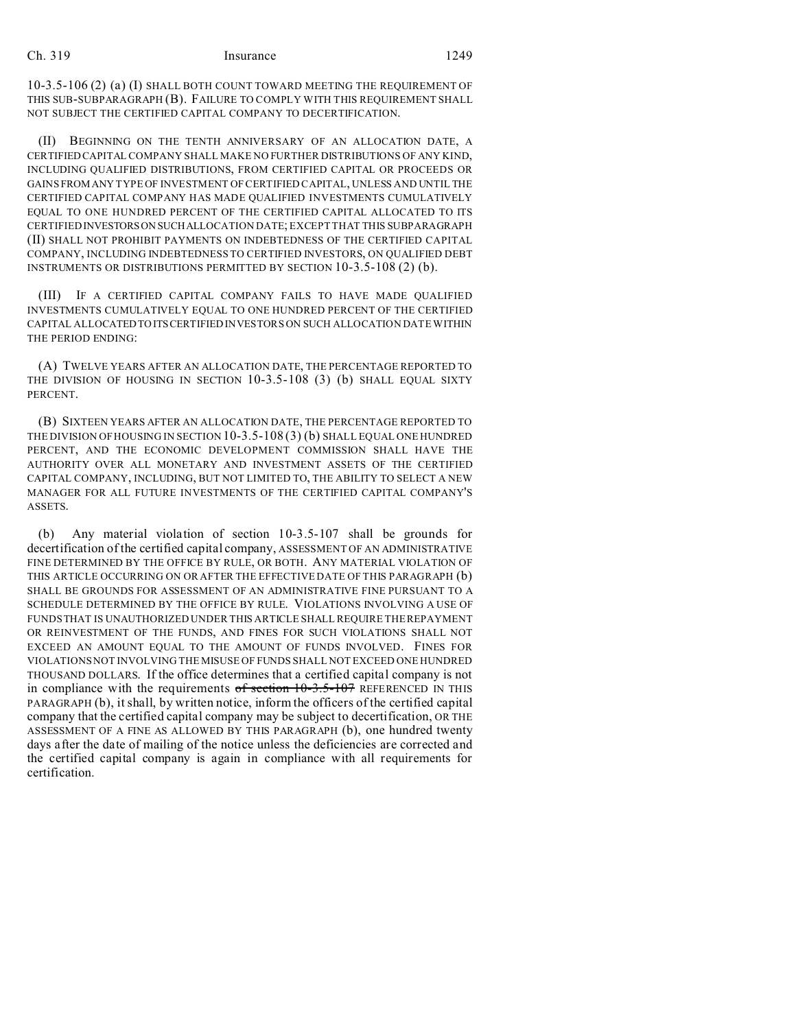10-3.5-106 (2) (a) (I) SHALL BOTH COUNT TOWARD MEETING THE REQUIREMENT OF THIS SUB-SUBPARAGRAPH (B). FAILURE TO COMPLY WITH THIS REQUIREMENT SHALL NOT SUBJECT THE CERTIFIED CAPITAL COMPANY TO DECERTIFICATION.

(II) BEGINNING ON THE TENTH ANNIVERSARY OF AN ALLOCATION DATE, A CERTIFIED CAPITAL COMPANY SHALL MAKE NO FURTHER DISTRIBUTIONS OF ANY KIND, INCLUDING QUALIFIED DISTRIBUTIONS, FROM CERTIFIED CAPITAL OR PROCEEDS OR GAINS FROM ANY TYPE OF INVESTMENT OF CERTIFIED CAPITAL, UNLESS AND UNTIL THE CERTIFIED CAPITAL COMPANY HAS MADE QUALIFIED INVESTMENTS CUMULATIVELY EQUAL TO ONE HUNDRED PERCENT OF THE CERTIFIED CAPITAL ALLOCATED TO ITS CERTIFIED INVESTORS ON SUCH ALLOCATION DATE; EXCEPT THAT THIS SUBPARAGRAPH (II) SHALL NOT PROHIBIT PAYMENTS ON INDEBTEDNESS OF THE CERTIFIED CAPITAL COMPANY, INCLUDING INDEBTEDNESS TO CERTIFIED INVESTORS, ON QUALIFIED DEBT INSTRUMENTS OR DISTRIBUTIONS PERMITTED BY SECTION 10-3.5-108 (2) (b).

(III) IF A CERTIFIED CAPITAL COMPANY FAILS TO HAVE MADE QUALIFIED INVESTMENTS CUMULATIVELY EQUAL TO ONE HUNDRED PERCENT OF THE CERTIFIED CAPITAL ALLOCATED TO ITS CERTIFIED INVESTORS ON SUCH ALLOCATION DATE WITHIN THE PERIOD ENDING:

(A) TWELVE YEARS AFTER AN ALLOCATION DATE, THE PERCENTAGE REPORTED TO THE DIVISION OF HOUSING IN SECTION 10-3.5-108 (3) (b) SHALL EQUAL SIXTY PERCENT.

(B) SIXTEEN YEARS AFTER AN ALLOCATION DATE, THE PERCENTAGE REPORTED TO THE DIVISION OF HOUSING IN SECTION 10-3.5-108 (3) (b) SHALL EQUAL ONE HUNDRED PERCENT, AND THE ECONOMIC DEVELOPMENT COMMISSION SHALL HAVE THE AUTHORITY OVER ALL MONETARY AND INVESTMENT ASSETS OF THE CERTIFIED CAPITAL COMPANY, INCLUDING, BUT NOT LIMITED TO, THE ABILITY TO SELECT A NEW MANAGER FOR ALL FUTURE INVESTMENTS OF THE CERTIFIED CAPITAL COMPANY'S ASSETS.

(b) Any material violation of section 10-3.5-107 shall be grounds for decertification of the certified capital company, ASSESSMENT OF AN ADMINISTRATIVE FINE DETERMINED BY THE OFFICE BY RULE, OR BOTH. ANY MATERIAL VIOLATION OF THIS ARTICLE OCCURRING ON OR AFTER THE EFFECTIVE DATE OF THIS PARAGRAPH (b) SHALL BE GROUNDS FOR ASSESSMENT OF AN ADMINISTRATIVE FINE PURSUANT TO A SCHEDULE DETERMINED BY THE OFFICE BY RULE. VIOLATIONS INVOLVING A USE OF FUNDS THAT IS UNAUTHORIZED UNDER THIS ARTICLE SHALL REQUIRE THE REPAYMENT OR REINVESTMENT OF THE FUNDS, AND FINES FOR SUCH VIOLATIONS SHALL NOT EXCEED AN AMOUNT EQUAL TO THE AMOUNT OF FUNDS INVOLVED. FINES FOR VIOLATIONS NOT INVOLVING THE MISUSE OF FUNDS SHALL NOT EXCEED ONE HUNDRED THOUSAND DOLLARS. If the office determines that a certified capital company is not in compliance with the requirements ~~of section 10-3.5-107~~ REFERENCED IN THIS PARAGRAPH (b), it shall, by written notice, inform the officers of the certified capital company that the certified capital company may be subject to decertification, OR THE ASSESSMENT OF A FINE AS ALLOWED BY THIS PARAGRAPH (b), one hundred twenty days after the date of mailing of the notice unless the deficiencies are corrected and the certified capital company is again in compliance with all requirements for certification.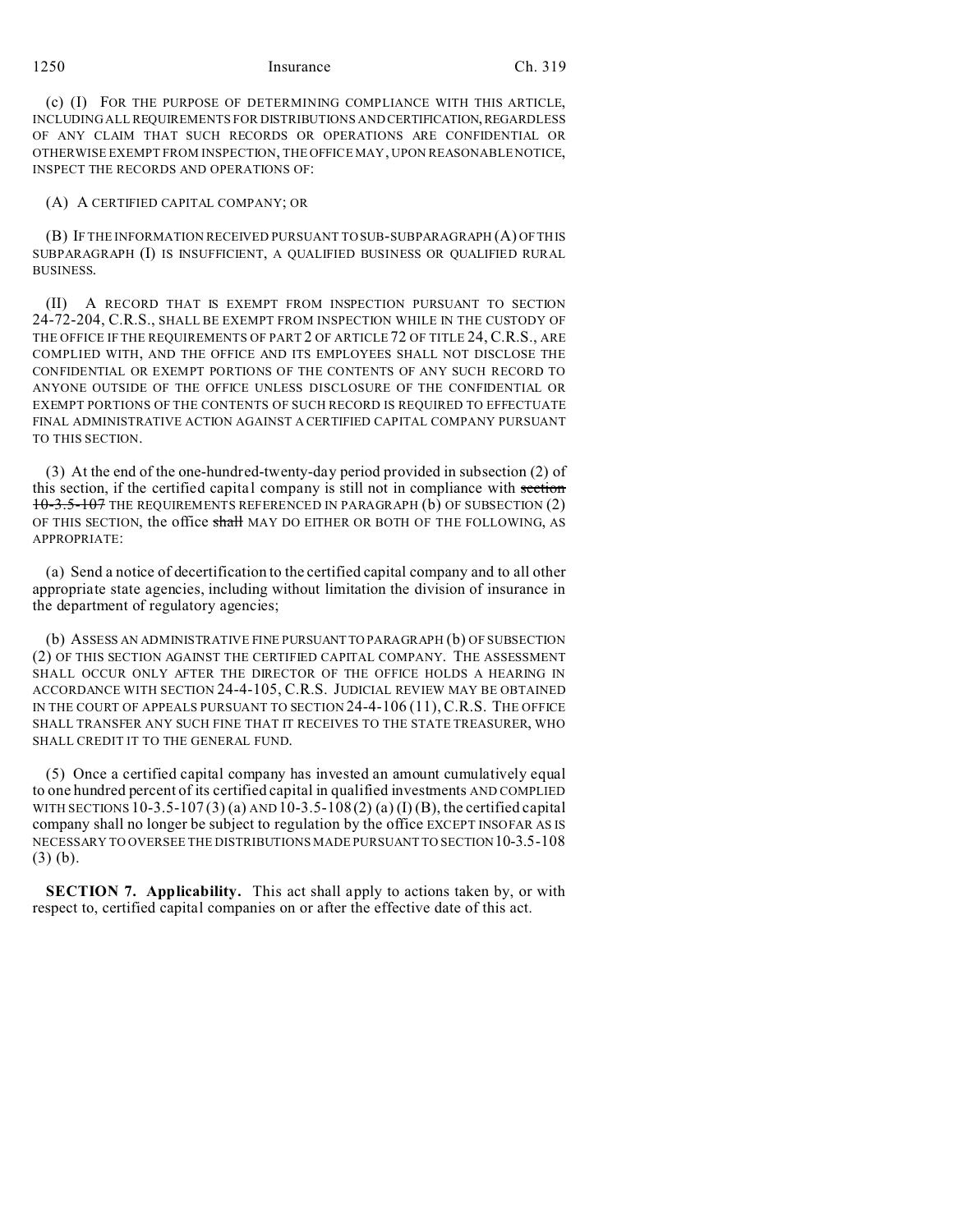(c) (I) FOR THE PURPOSE OF DETERMINING COMPLIANCE WITH THIS ARTICLE, INCLUDING ALL REQUIREMENTS FOR DISTRIBUTIONS AND CERTIFICATION, REGARDLESS OF ANY CLAIM THAT SUCH RECORDS OR OPERATIONS ARE CONFIDENTIAL OR OTHERWISE EXEMPT FROM INSPECTION, THE OFFICE MAY, UPON REASONABLE NOTICE, INSPECT THE RECORDS AND OPERATIONS OF:

(A) A CERTIFIED CAPITAL COMPANY; OR

(B) IF THE INFORMATION RECEIVED PURSUANT TO SUB-SUBPARAGRAPH (A) OF THIS SUBPARAGRAPH (I) IS INSUFFICIENT, A QUALIFIED BUSINESS OR QUALIFIED RURAL BUSINESS.

(II) A RECORD THAT IS EXEMPT FROM INSPECTION PURSUANT TO SECTION 24-72-204, C.R.S., SHALL BE EXEMPT FROM INSPECTION WHILE IN THE CUSTODY OF THE OFFICE IF THE REQUIREMENTS OF PART 2 OF ARTICLE 72 OF TITLE 24, C.R.S., ARE COMPLIED WITH, AND THE OFFICE AND ITS EMPLOYEES SHALL NOT DISCLOSE THE CONFIDENTIAL OR EXEMPT PORTIONS OF THE CONTENTS OF ANY SUCH RECORD TO ANYONE OUTSIDE OF THE OFFICE UNLESS DISCLOSURE OF THE CONFIDENTIAL OR EXEMPT PORTIONS OF THE CONTENTS OF SUCH RECORD IS REQUIRED TO EFFECTUATE FINAL ADMINISTRATIVE ACTION AGAINST A CERTIFIED CAPITAL COMPANY PURSUANT TO THIS SECTION.

(3) At the end of the one-hundred-twenty-day period provided in subsection (2) of this section, if the certified capital company is still not in compliance with ~~section 10-3.5-107~~ THE REQUIREMENTS REFERENCED IN PARAGRAPH (b) OF SUBSECTION (2) OF THIS SECTION, the office ~~shall~~ MAY DO EITHER OR BOTH OF THE FOLLOWING, AS APPROPRIATE:

(a) Send a notice of decertification to the certified capital company and to all other appropriate state agencies, including without limitation the division of insurance in the department of regulatory agencies;

(b) ASSESS AN ADMINISTRATIVE FINE PURSUANT TO PARAGRAPH (b) OF SUBSECTION (2) OF THIS SECTION AGAINST THE CERTIFIED CAPITAL COMPANY. THE ASSESSMENT SHALL OCCUR ONLY AFTER THE DIRECTOR OF THE OFFICE HOLDS A HEARING IN ACCORDANCE WITH SECTION 24-4-105, C.R.S. JUDICIAL REVIEW MAY BE OBTAINED IN THE COURT OF APPEALS PURSUANT TO SECTION 24-4-106 (11), C.R.S. THE OFFICE SHALL TRANSFER ANY SUCH FINE THAT IT RECEIVES TO THE STATE TREASURER, WHO SHALL CREDIT IT TO THE GENERAL FUND.

(5) Once a certified capital company has invested an amount cumulatively equal to one hundred percent of its certified capital in qualified investments AND COMPLIED WITH SECTIONS 10-3.5-107 (3) (a) AND 10-3.5-108 (2) (a) (I) (B), the certified capital company shall no longer be subject to regulation by the office EXCEPT INSOFAR AS IS NECESSARY TO OVERSEE THE DISTRIBUTIONS MADE PURSUANT TO SECTION 10-3.5-108 (3) (b).

**SECTION 7. Applicability.** This act shall apply to actions taken by, or with respect to, certified capital companies on or after the effective date of this act.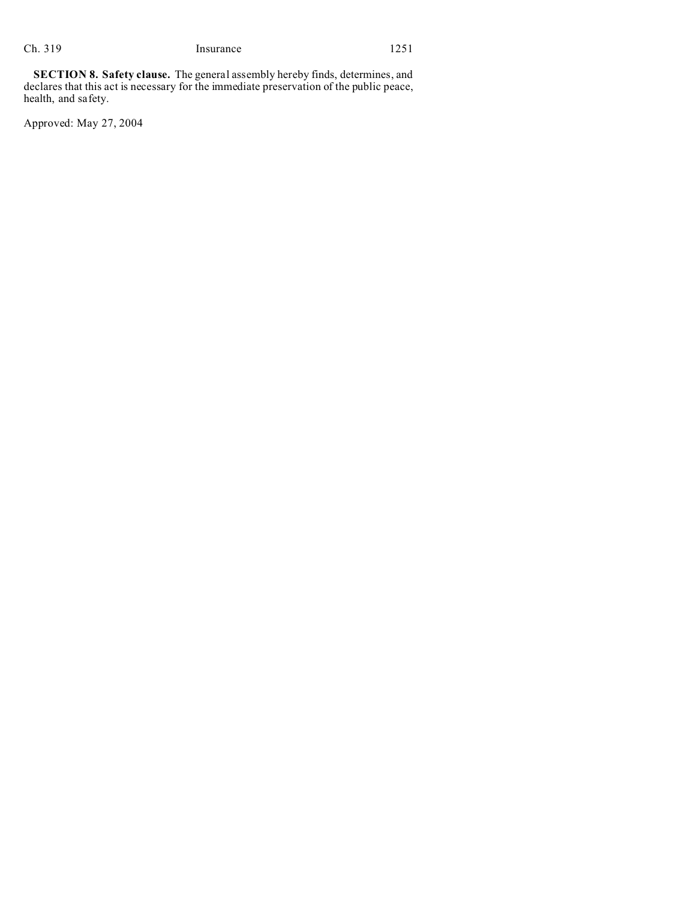**SECTION 8. Safety clause.** The general assembly hereby finds, determines, and declares that this act is necessary for the immediate preservation of the public peace, health, and safety.

Approved: May 27, 2004